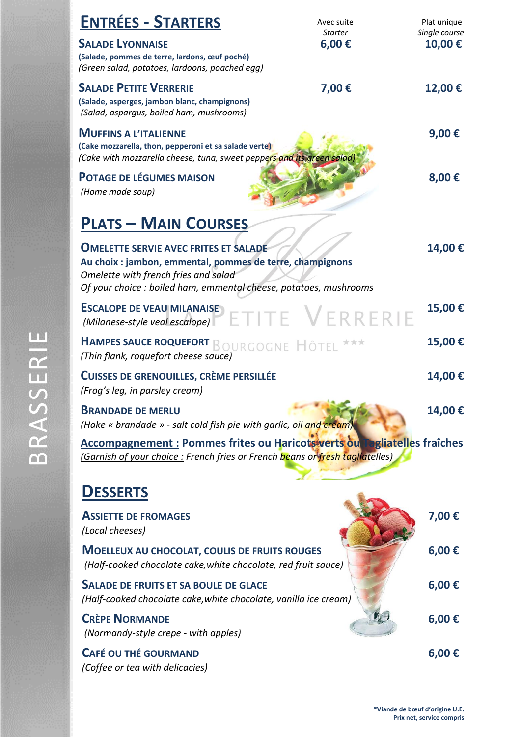BRASSERIE

## ENTRÉES - STARTERS

| | Avec suite *Starter* | Plat unique *Single course* |
|---|---|---|
| **SALADE LYONNAISE** **(Salade, pommes de terre, lardons, œuf poché)** *(Green salad, potatoes, lardoons, poached egg)* | **6,00 €** | **10,00 €** |
| **SALADE PETITE VERRERIE** **(Salade, asperges, jambon blanc, champignons)** *(Salad, aspargus, boiled ham, mushrooms)* | **7,00 €** | **12,00 €** |
| **MUFFINS A L'ITALIENNE** **(Cake mozzarella, thon, pepperoni et sa salade verte)** *(Cake with mozzarella cheese, tuna, sweet peppers and its green salad)* | | **9,00 €** |
| **POTAGE DE LÉGUMES MAISON** *(Home made soup)* | | **8,00 €** |

## PLATS – MAIN COURSES

**OMELETTE SERVIE AVEC FRITES ET SALADE** — **14,00 €**
**Au choix : jambon, emmental, pommes de terre, champignons**
*Omelette with french fries and salad*
*Of your choice : boiled ham, emmental cheese, potatoes, mushrooms*

**ESCALOPE DE VEAU MILANAISE** — **15,00 €**
*(Milanese-style veal escalope)*

**HAMPES SAUCE ROQUEFORT** — **15,00 €**
*(Thin flank, roquefort cheese sauce)*

**CUISSES DE GRENOUILLES, CRÈME PERSILLÉE** — **14,00 €**
*(Frog's leg, in parsley cream)*

**BRANDADE DE MERLU** — **14,00 €**
*(Hake « brandade » - salt cold fish pie with garlic, oil and cream)*

**Accompagnement : Pommes frites ou Haricots verts ou Tagliatelles fraîches**
*Garnish of your choice : French fries or French beans or fresh tagliatelles)*

LA PETITE VERRERIE
BOURGOGNE HÔTEL ★★★

## DESSERTS

**ASSIETTE DE FROMAGES** — **7,00 €**
*(Local cheeses)*

**MOELLEUX AU CHOCOLAT, COULIS DE FRUITS ROUGES** — **6,00 €**
*(Half-cooked chocolate cake,white chocolate, red fruit sauce)*

**SALADE DE FRUITS ET SA BOULE DE GLACE** — **6,00 €**
*(Half-cooked chocolate cake,white chocolate, vanilla ice cream)*

**CRÈPE NORMANDE** — **6,00 €**
*(Normandy-style crepe - with apples)*

**CAFÉ OU THÉ GOURMAND** — **6,00 €**
*(Coffee or tea with delicacies)*

**\*Viande de bœuf d'origine U.E.**
**Prix net, service compris**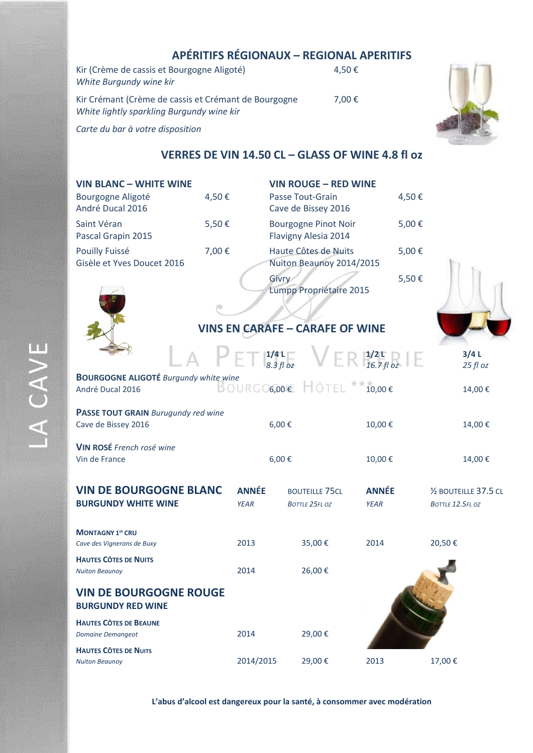LA CAVE

## APÉRITIFS RÉGIONAUX – REGIONAL APERITIFS

| | |
|---|---|
| Kir (Crème de cassis et Bourgogne Aligoté)<br>*White Burgundy wine kir* | 4,50 € |
| Kir Crémant (Crème de cassis et Crémant de Bourgogne<br>*White lightly sparkling Burgundy wine kir* | 7,00 € |

*Carte du bar à votre disposition*

## VERRES DE VIN 14.50 CL – GLASS OF WINE 4.8 fl oz

### VIN BLANC – WHITE WINE

| | |
|---|---|
| Bourgogne Aligoté<br>André Ducal 2016 | 4,50 € |
| Saint Véran<br>Pascal Grapin 2015 | 5,50 € |
| Pouilly Fuissé<br>Gisèle et Yves Doucet 2016 | 7,00 € |

### VIN ROUGE – RED WINE

| | |
|---|---|
| Passe Tout-Grain<br>Cave de Bissey 2016 | 4,50 € |
| Bourgogne Pinot Noir<br>Flavigny Alesia 2014 | 5,00 € |
| Haute Côtes de Nuits<br>Nuiton Beaunoy 2014/2015 | 5,00 € |
| Givry<br>Lumpp Propriétaire 2015 | 5,50 € |

## VINS EN CARAFE – CARAFE OF WINE

| | 1/4 L<br>*8.3 fl oz* | 1/2 L<br>*16.7 fl oz* | 3/4 L<br>*25 fl oz* |
|---|---|---|---|
| **BOURGOGNE ALIGOTÉ** *Burgundy white wine*<br>André Ducal 2016 | 6,00 € | 10,00 € | 14,00 € |
| **PASSE TOUT GRAIN** *Burugundy red wine*<br>Cave de Bissey 2016 | 6,00 € | 10,00 € | 14,00 € |
| **VIN ROSÉ** *French rosé wine*<br>Vin de France | 6,00 € | 10,00 € | 14,00 € |

| VIN DE BOURGOGNE BLANC<br>BURGUNDY WHITE WINE | ANNÉE<br>*YEAR* | BOUTEILLE 75CL<br>*BOTTLE 25FL OZ* | ANNÉE<br>*YEAR* | ½ BOUTEILLE 37.5 CL<br>*BOTTLE 12.5FL OZ* |
|---|---|---|---|---|
| **MONTAGNY 1ER CRU**<br>*Cave des Vignerons de Buxy* | 2013 | 35,00 € | 2014 | 20,50 € |
| **HAUTES CÔTES DE NUITS**<br>*Nuiton Beaunoy* | 2014 | 26,00 € | | |
| **VIN DE BOURGOGNE ROUGE**<br>**BURGUNDY RED WINE** | | | | |
| **HAUTES CÔTES DE BEAUNE**<br>*Domaine Demangeot* | 2014 | 29,00 € | | |
| **HAUTES CÔTES DE NUITS**<br>*Nuiton Beaunoy* | 2014/2015 | 29,00 € | 2013 | 17,00 € |

**L'abus d'alcool est dangereux pour la santé, à consommer avec modération**